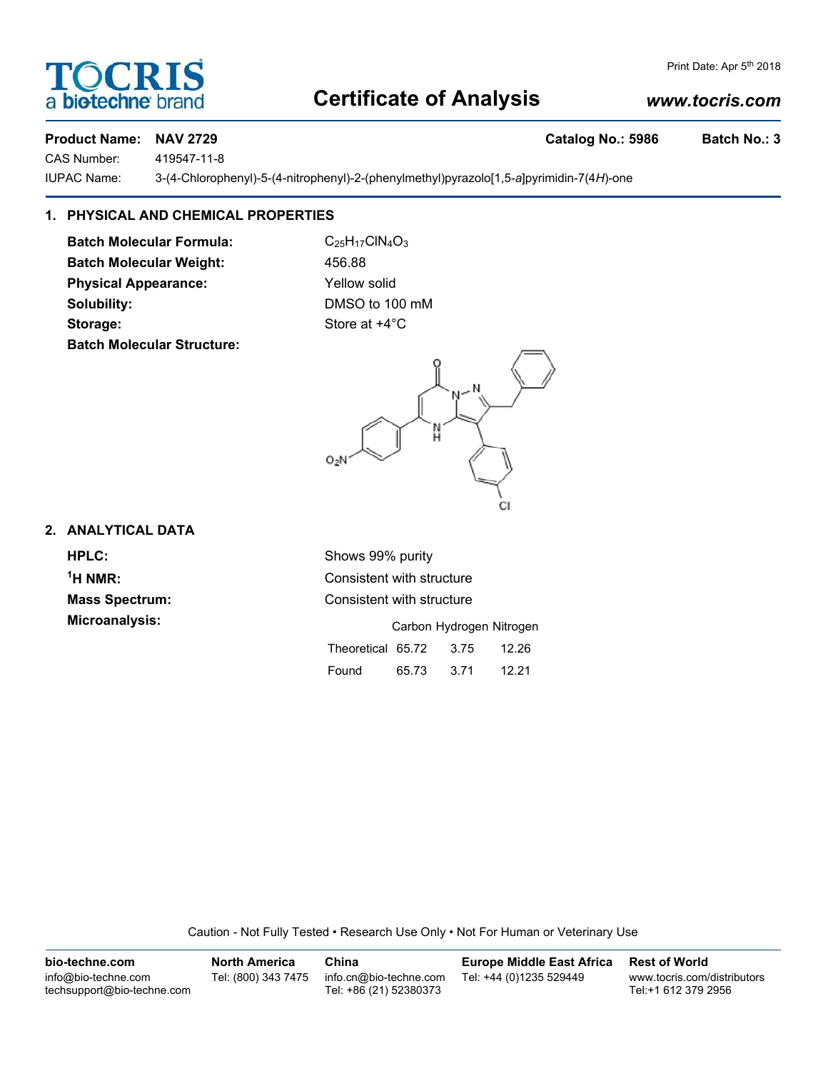# TOCRIS a bio-techne brand

Print Date: Apr 5th 2018

# Certificate of Analysis

*www.tocris.com*

**Product Name: NAV 2729** **Catalog No.: 5986** **Batch No.: 3**

CAS Number: 419547-11-8

IUPAC Name: 3-(4-Chlorophenyl)-5-(4-nitrophenyl)-2-(phenylmethyl)pyrazolo[1,5-*a*]pyrimidin-7(4*H*)-one

## 1. PHYSICAL AND CHEMICAL PROPERTIES

**Batch Molecular Formula:** $C_{25}H_{17}ClN_4O_3$

**Batch Molecular Weight:** 456.88

**Physical Appearance:** Yellow solid

**Solubility:** DMSO to 100 mM

**Storage:** Store at +4°C

**Batch Molecular Structure:**

## 2. ANALYTICAL DATA

**HPLC:** Shows 99% purity

**$^1$H NMR:** Consistent with structure

**Mass Spectrum:** Consistent with structure

**Microanalysis:**

| | Carbon | Hydrogen | Nitrogen |
|---|---|---|---|
| Theoretical | 65.72 | 3.75 | 12.26 |
| Found | 65.73 | 3.71 | 12.21 |

Caution - Not Fully Tested • Research Use Only • Not For Human or Veterinary Use

**bio-techne.com**
info@bio-techne.com
techsupport@bio-techne.com

**North America**
Tel: (800) 343 7475

**China**
info.cn@bio-techne.com
Tel: +86 (21) 52380373

**Europe Middle East Africa**
Tel: +44 (0)1235 529449

**Rest of World**
www.tocris.com/distributors
Tel:+1 612 379 2956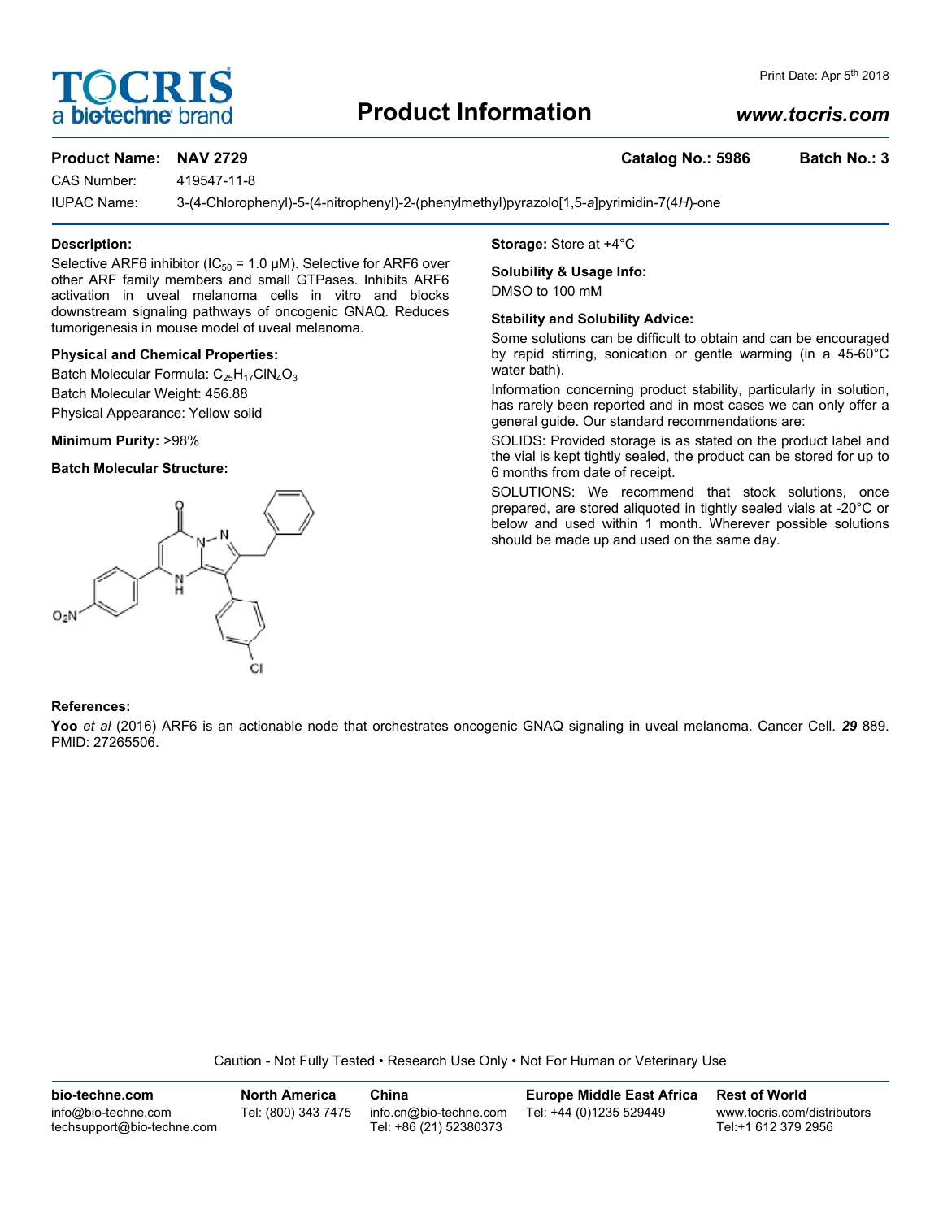# Product Information

Print Date: Apr 5th 2018

www.tocris.com

**Product Name: NAV 2729** **Catalog No.: 5986** **Batch No.: 3**

CAS Number: 419547-11-8

IUPAC Name: 3-(4-Chlorophenyl)-5-(4-nitrophenyl)-2-(phenylmethyl)pyrazolo[1,5-*a*]pyrimidin-7(4*H*)-one

### Description:

Selective ARF6 inhibitor ($IC_{50}$ = 1.0 μM). Selective for ARF6 over other ARF family members and small GTPases. Inhibits ARF6 activation in uveal melanoma cells in vitro and blocks downstream signaling pathways of oncogenic GNAQ. Reduces tumorigenesis in mouse model of uveal melanoma.

### Physical and Chemical Properties:

Batch Molecular Formula: $C_{25}H_{17}ClN_4O_3$

Batch Molecular Weight: 456.88

Physical Appearance: Yellow solid

**Minimum Purity:** >98%

### Batch Molecular Structure:

**Storage:** Store at +4°C

### Solubility & Usage Info:

DMSO to 100 mM

### Stability and Solubility Advice:

Some solutions can be difficult to obtain and can be encouraged by rapid stirring, sonication or gentle warming (in a 45-60°C water bath).

Information concerning product stability, particularly in solution, has rarely been reported and in most cases we can only offer a general guide. Our standard recommendations are:

SOLIDS: Provided storage is as stated on the product label and the vial is kept tightly sealed, the product can be stored for up to 6 months from date of receipt.

SOLUTIONS: We recommend that stock solutions, once prepared, are stored aliquoted in tightly sealed vials at -20°C or below and used within 1 month. Wherever possible solutions should be made up and used on the same day.

### References:

**Yoo** *et al* (2016) ARF6 is an actionable node that orchestrates oncogenic GNAQ signaling in uveal melanoma. Cancer Cell. ***29*** 889. PMID: 27265506.

Caution - Not Fully Tested • Research Use Only • Not For Human or Veterinary Use

**bio-techne.com**
info@bio-techne.com
techsupport@bio-techne.com

**North America**
Tel: (800) 343 7475

**China**
info.cn@bio-techne.com
Tel: +86 (21) 52380373

**Europe Middle East Africa**
Tel: +44 (0)1235 529449

**Rest of World**
www.tocris.com/distributors
Tel:+1 612 379 2956